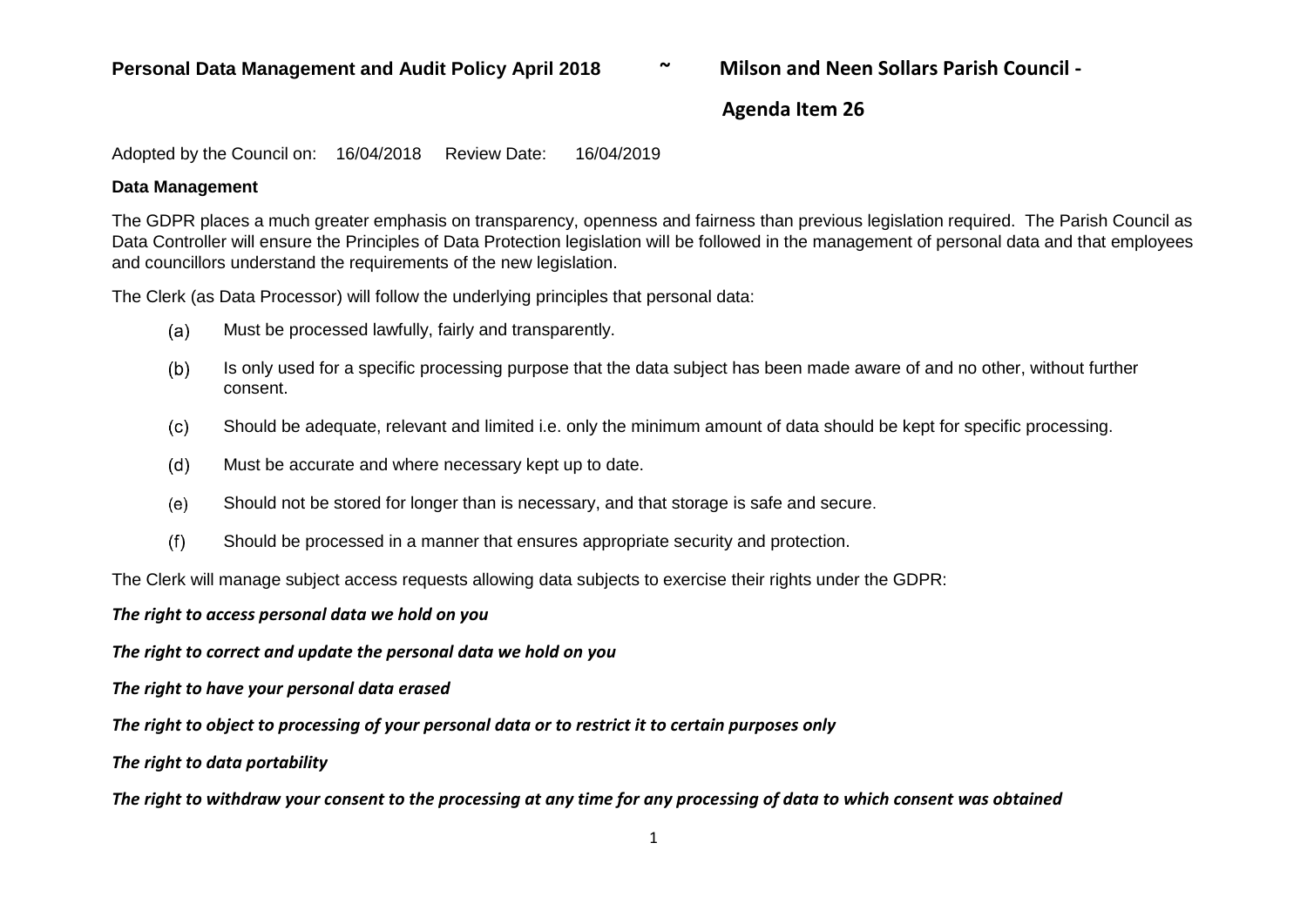**Personal Data Management and Audit Policy April 2018 ~ Milson and Neen Sollars Parish Council -**

**Agenda Item 26**

Adopted by the Council on: 16/04/2018 Review Date: 16/04/2019

**Data Management**

The GDPR places a much greater emphasis on transparency, openness and fairness than previous legislation required. The Parish Council as Data Controller will ensure the Principles of Data Protection legislation will be followed in the management of personal data and that employees and councillors understand the requirements of the new legislation.

The Clerk (as Data Processor) will follow the underlying principles that personal data:

(a) Must be processed lawfully, fairly and transparently.

(b) Is only used for a specific processing purpose that the data subject has been made aware of and no other, without further consent.

(c) Should be adequate, relevant and limited i.e. only the minimum amount of data should be kept for specific processing.

(d) Must be accurate and where necessary kept up to date.

(e) Should not be stored for longer than is necessary, and that storage is safe and secure.

(f) Should be processed in a manner that ensures appropriate security and protection.

The Clerk will manage subject access requests allowing data subjects to exercise their rights under the GDPR:

***The right to access personal data we hold on you***

***The right to correct and update the personal data we hold on you***

***The right to have your personal data erased***

***The right to object to processing of your personal data or to restrict it to certain purposes only***

***The right to data portability***

***The right to withdraw your consent to the processing at any time for any processing of data to which consent was obtained***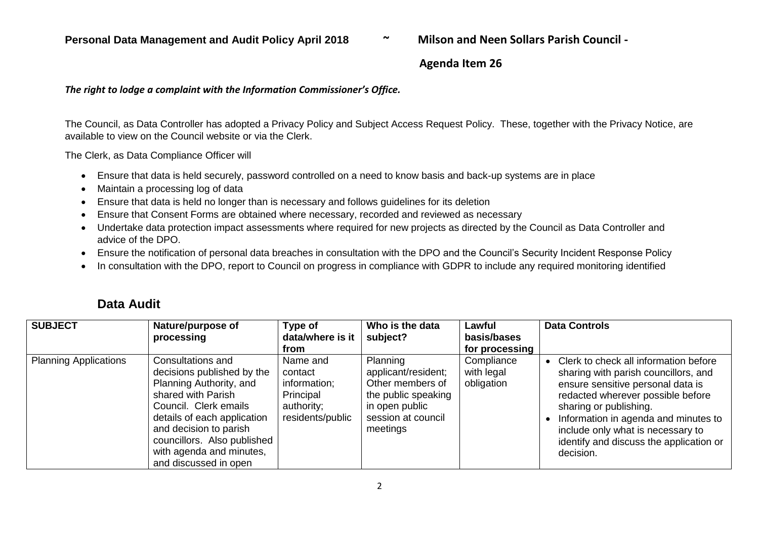*The right to lodge a complaint with the Information Commissioner's Office.*

The Council, as Data Controller has adopted a Privacy Policy and Subject Access Request Policy. These, together with the Privacy Notice, are available to view on the Council website or via the Clerk.

The Clerk, as Data Compliance Officer will

- Ensure that data is held securely, password controlled on a need to know basis and back-up systems are in place
- Maintain a processing log of data
- Ensure that data is held no longer than is necessary and follows guidelines for its deletion
- Ensure that Consent Forms are obtained where necessary, recorded and reviewed as necessary
- Undertake data protection impact assessments where required for new projects as directed by the Council as Data Controller and advice of the DPO.
- Ensure the notification of personal data breaches in consultation with the DPO and the Council's Security Incident Response Policy
- In consultation with the DPO, report to Council on progress in compliance with GDPR to include any required monitoring identified

## Data Audit

| SUBJECT | Nature/purpose of processing | Type of data/where is it from | Who is the data subject? | Lawful basis/bases for processing | Data Controls |
|---|---|---|---|---|---|
| Planning Applications | Consultations and decisions published by the Planning Authority, and shared with Parish Council. Clerk emails details of each application and decision to parish councillors. Also published with agenda and minutes, and discussed in open | Name and contact information; Principal authority; residents/public | Planning applicant/resident; Other members of the public speaking in open public session at council meetings | Compliance with legal obligation | • Clerk to check all information before sharing with parish councillors, and ensure sensitive personal data is redacted wherever possible before sharing or publishing.<br>• Information in agenda and minutes to include only what is necessary to identify and discuss the application or decision. |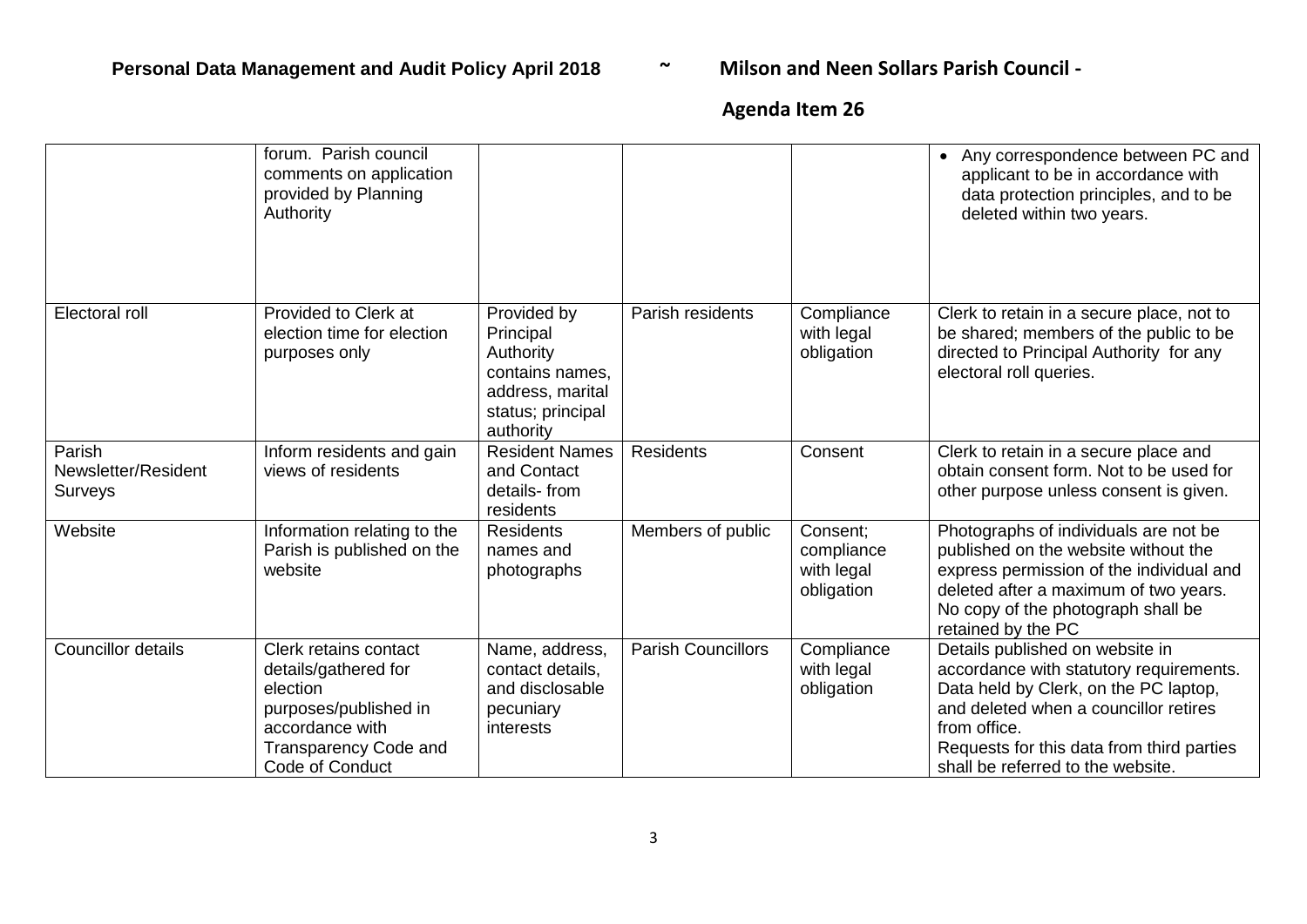| | | | | | |
|---|---|---|---|---|---|
| | forum. Parish council comments on application provided by Planning Authority | | | | • Any correspondence between PC and applicant to be in accordance with data protection principles, and to be deleted within two years. |
| Electoral roll | Provided to Clerk at election time for election purposes only | Provided by Principal Authority contains names, address, marital status; principal authority | Parish residents | Compliance with legal obligation | Clerk to retain in a secure place, not to be shared; members of the public to be directed to Principal Authority for any electoral roll queries. |
| Parish Newsletter/Resident Surveys | Inform residents and gain views of residents | Resident Names and Contact details- from residents | Residents | Consent | Clerk to retain in a secure place and obtain consent form. Not to be used for other purpose unless consent is given. |
| Website | Information relating to the Parish is published on the website | Residents names and photographs | Members of public | Consent; compliance with legal obligation | Photographs of individuals are not be published on the website without the express permission of the individual and deleted after a maximum of two years. No copy of the photograph shall be retained by the PC |
| Councillor details | Clerk retains contact details/gathered for election purposes/published in accordance with Transparency Code and Code of Conduct | Name, address, contact details, and disclosable pecuniary interests | Parish Councillors | Compliance with legal obligation | Details published on website in accordance with statutory requirements. Data held by Clerk, on the PC laptop, and deleted when a councillor retires from office. Requests for this data from third parties shall be referred to the website. |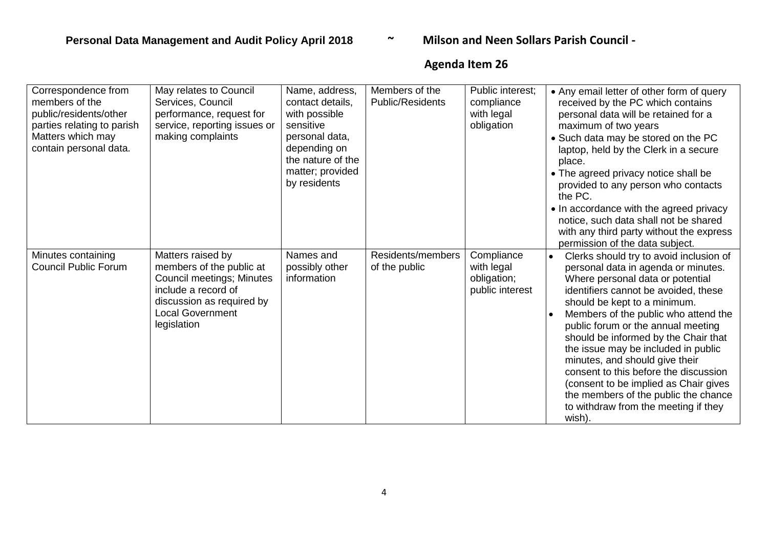| | | | | | |
|---|---|---|---|---|---|
| Correspondence from members of the public/residents/other parties relating to parish Matters which may contain personal data. | May relates to Council Services, Council performance, request for service, reporting issues or making complaints | Name, address, contact details, with possible sensitive personal data, depending on the nature of the matter; provided by residents | Members of the Public/Residents | Public interest; compliance with legal obligation | • Any email letter of other form of query received by the PC which contains personal data will be retained for a maximum of two years<br>• Such data may be stored on the PC laptop, held by the Clerk in a secure place.<br>• The agreed privacy notice shall be provided to any person who contacts the PC.<br>• In accordance with the agreed privacy notice, such data shall not be shared with any third party without the express permission of the data subject. |
| Minutes containing Council Public Forum | Matters raised by members of the public at Council meetings; Minutes include a record of discussion as required by Local Government legislation | Names and possibly other information | Residents/members of the public | Compliance with legal obligation; public interest | • Clerks should try to avoid inclusion of personal data in agenda or minutes. Where personal data or potential identifiers cannot be avoided, these should be kept to a minimum.<br>• Members of the public who attend the public forum or the annual meeting should be informed by the Chair that the issue may be included in public minutes, and should give their consent to this before the discussion (consent to be implied as Chair gives the members of the public the chance to withdraw from the meeting if they wish). |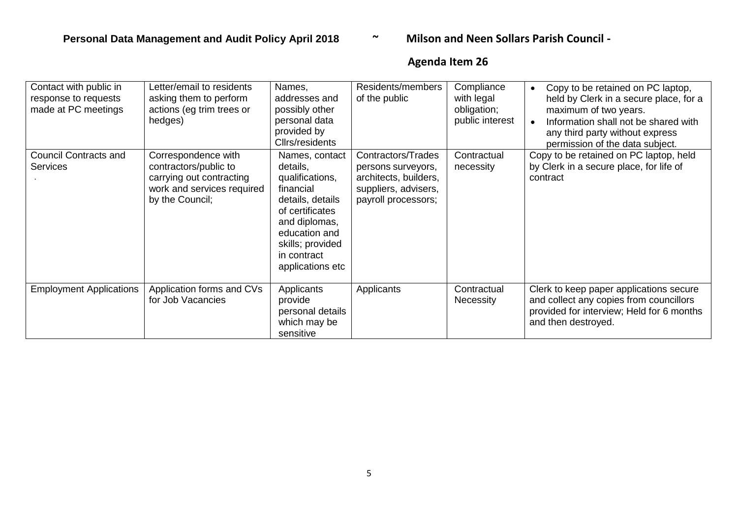| Contact with public in response to requests made at PC meetings | Letter/email to residents asking them to perform actions (eg trim trees or hedges) | Names, addresses and possibly other personal data provided by Cllrs/residents | Residents/members of the public | Compliance with legal obligation; public interest | • Copy to be retained on PC laptop, held by Clerk in a secure place, for a maximum of two years. <br> • Information shall not be shared with any third party without express permission of the data subject. |
|---|---|---|---|---|---|
| Council Contracts and Services <br> . | Correspondence with contractors/public to carrying out contracting work and services required by the Council; | Names, contact details, qualifications, financial details, details of certificates and diplomas, education and skills; provided in contract applications etc | Contractors/Trades persons surveyors, architects, builders, suppliers, advisers, payroll processors; | Contractual necessity | Copy to be retained on PC laptop, held by Clerk in a secure place, for life of contract |
| Employment Applications | Application forms and CVs for Job Vacancies | Applicants provide personal details which may be sensitive | Applicants | Contractual Necessity | Clerk to keep paper applications secure and collect any copies from councillors provided for interview; Held for 6 months and then destroyed. |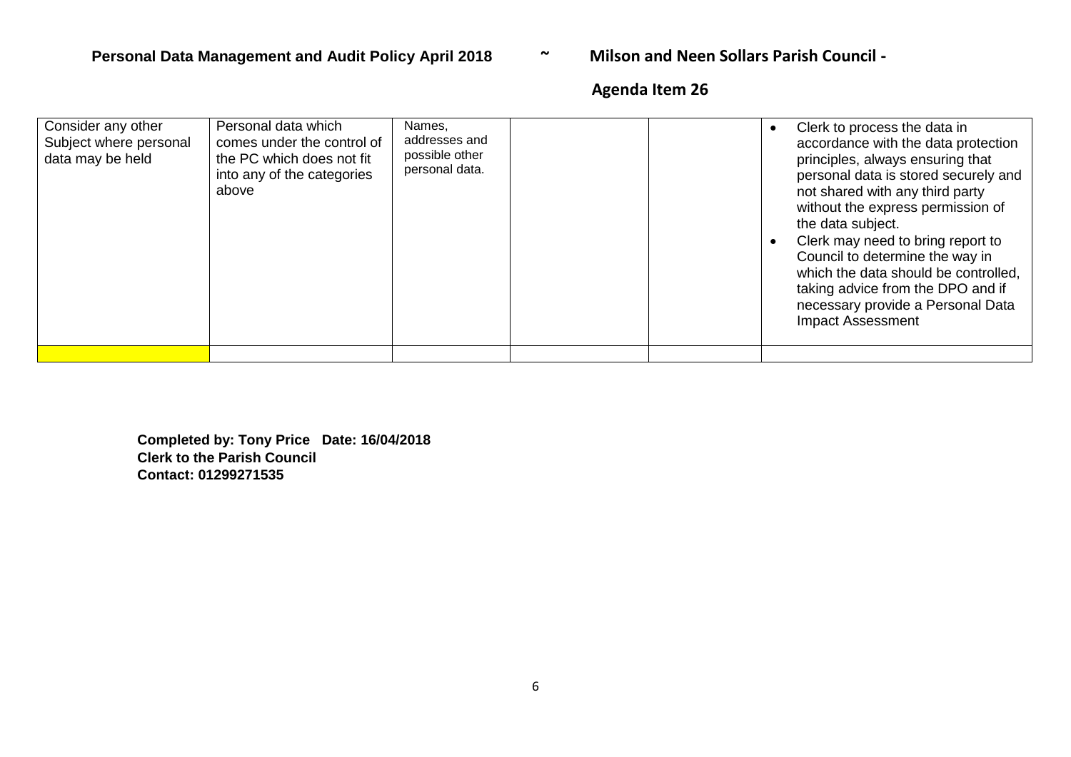| | | | | | |
|---|---|---|---|---|---|
| Consider any other Subject where personal data may be held | Personal data which comes under the control of the PC which does not fit into any of the categories above | Names, addresses and possible other personal data. | | | • Clerk to process the data in accordance with the data protection principles, always ensuring that personal data is stored securely and not shared with any third party without the express permission of the data subject.<br>• Clerk may need to bring report to Council to determine the way in which the data should be controlled, taking advice from the DPO and if necessary provide a Personal Data Impact Assessment |
| | | | | | |

**Completed by: Tony Price Date: 16/04/2018**
**Clerk to the Parish Council**
**Contact: 01299271535**